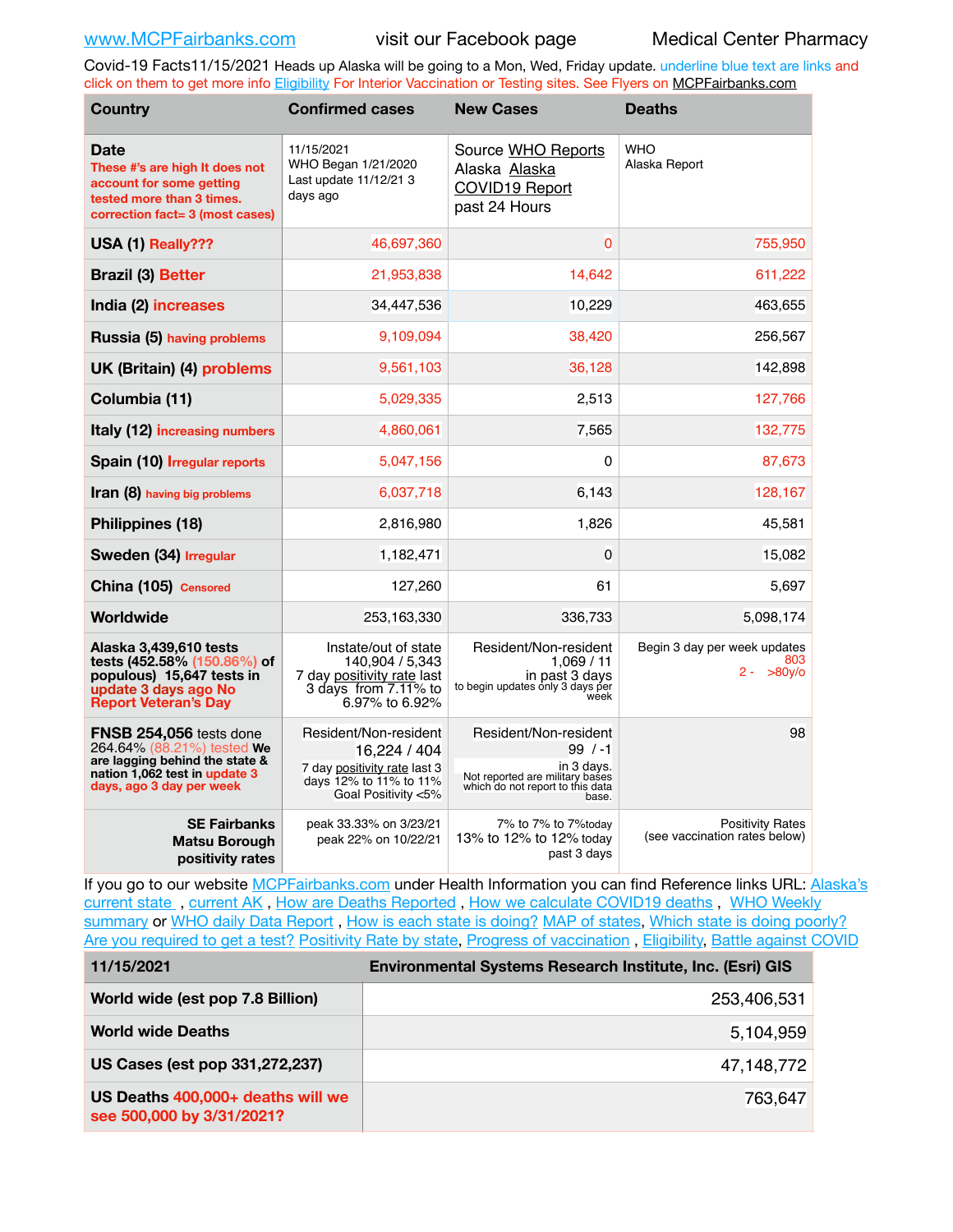www.MCPFairbanks.com visit our Facebook page Medical Center Pharmacy

Covid-19 Facts11/15/2021 Heads up Alaska will be going to a Mon, Wed, Friday update. underline blue text are links and click on them to get more info Eligibility For Interior Vaccination or Testing sites. See Flyers on MCPFairbanks.com

| Country | Confirmed cases | New Cases | Deaths |
|---|---|---|---|
| **Date** These #'s are high It does not account for some getting tested more than 3 times. correction fact= 3 (most cases) | 11/15/2021 WHO Began 1/21/2020 Last update 11/12/21 3 days ago | Source WHO Reports Alaska Alaska COVID19 Report past 24 Hours | WHO Alaska Report |
| **USA (1)** Really??? | 46,697,360 | 0 | 755,950 |
| **Brazil (3)** Better | 21,953,838 | 14,642 | 611,222 |
| **India (2)** increases | 34,447,536 | 10,229 | 463,655 |
| **Russia (5)** having problems | 9,109,094 | 38,420 | 256,567 |
| **UK (Britain) (4)** problems | 9,561,103 | 36,128 | 142,898 |
| **Columbia (11)** | 5,029,335 | 2,513 | 127,766 |
| **Italy (12)** increasing numbers | 4,860,061 | 7,565 | 132,775 |
| **Spain (10)** Irregular reports | 5,047,156 | 0 | 87,673 |
| **Iran (8)** having big problems | 6,037,718 | 6,143 | 128,167 |
| **Philippines (18)** | 2,816,980 | 1,826 | 45,581 |
| **Sweden (34)** Irregular | 1,182,471 | 0 | 15,082 |
| **China (105)** Censored | 127,260 | 61 | 5,697 |
| **Worldwide** | 253,163,330 | 336,733 | 5,098,174 |
| **Alaska 3,439,610 tests tests (452.58% (150.86%) of populous) 15,647 tests in update 3 days ago No Report Veteran's Day** | Instate/out of state 140,904 / 5,343 7 day positivity rate last 3 days from 7.11% to 6.97% to 6.92% | Resident/Non-resident 1,069 / 11 in past 3 days to begin updates only 3 days per week | Begin 3 day per week updates 803 2 - >80y/o |
| **FNSB 254,056** tests done 264.64% (88.21%) tested **We are lagging behind the state & nation 1,062 test in update 3 days, ago 3 day per week** | Resident/Non-resident 16,224 / 404 7 day positivity rate last 3 days 12% to 11% to 11% Goal Positivity <5% | Resident/Non-resident 99 / -1 in 3 days. Not reported are military bases which do not report to this data base. | 98 |
| **SE Fairbanks Matsu Borough positivity rates** | peak 33.33% on 3/23/21 peak 22% on 10/22/21 | 7% to 7% to 7%today 13% to 12% to 12% today past 3 days | Positivity Rates (see vaccination rates below) |

If you go to our website MCPFairbanks.com under Health Information you can find Reference links URL: Alaska's current state , current AK , How are Deaths Reported , How we calculate COVID19 deaths , WHO Weekly summary or WHO daily Data Report , How is each state is doing? MAP of states, Which state is doing poorly? Are you required to get a test? Positivity Rate by state, Progress of vaccination , Eligibility, Battle against COVID

| 11/15/2021 | Environmental Systems Research Institute, Inc. (Esri) GIS |
|---|---|
| **World wide (est pop 7.8 Billion)** | 253,406,531 |
| **World wide Deaths** | 5,104,959 |
| **US Cases (est pop 331,272,237)** | 47,148,772 |
| **US Deaths** 400,000+ deaths will we see 500,000 by 3/31/2021? | 763,647 |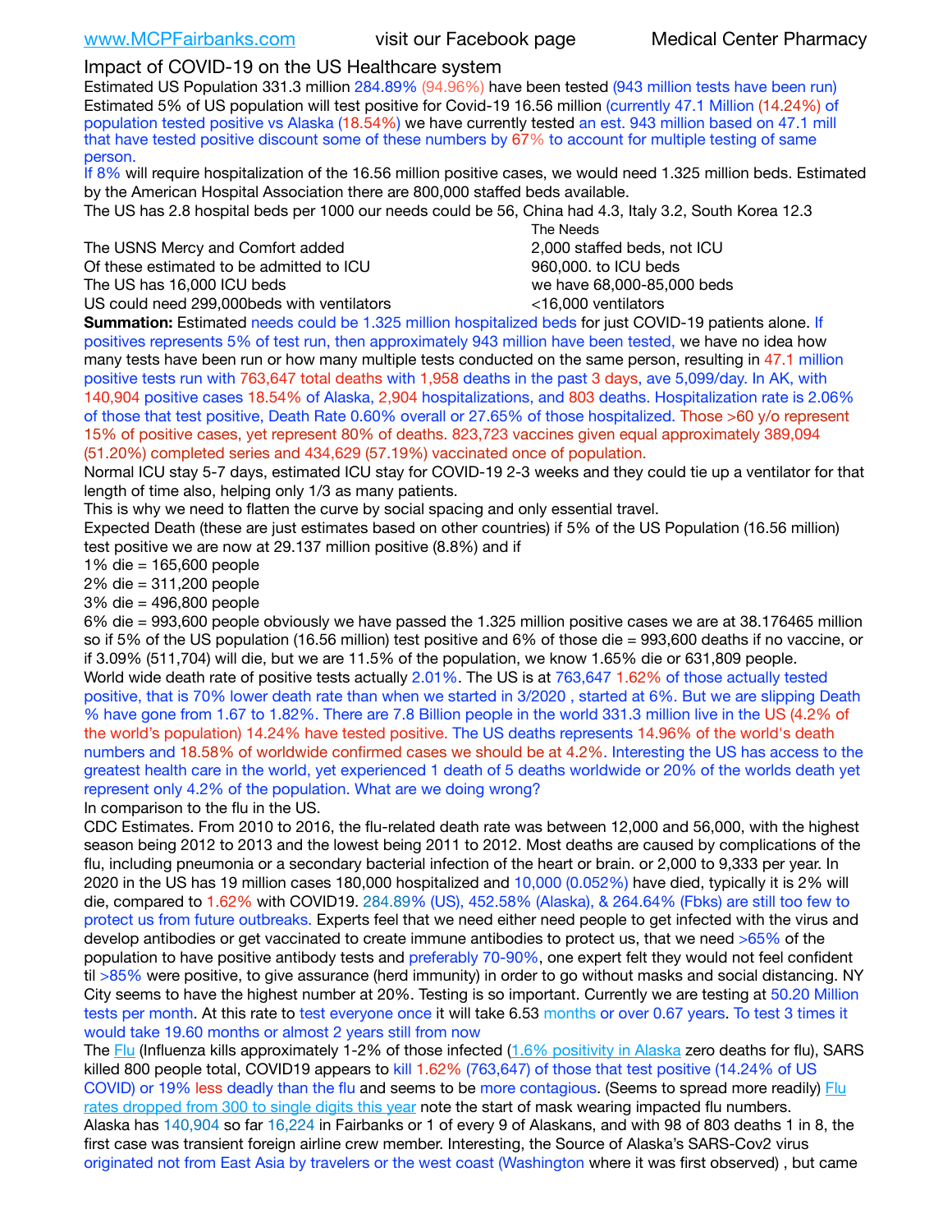www.MCPFairbanks.com visit our Facebook page Medical Center Pharmacy

## Impact of COVID-19 on the US Healthcare system

Estimated US Population 331.3 million 284.89% (94.96%) have been tested (943 million tests have been run) Estimated 5% of US population will test positive for Covid-19 16.56 million (currently 47.1 Million (14.24%) of population tested positive vs Alaska (18.54%) we have currently tested an est. 943 million based on 47.1 mill that have tested positive discount some of these numbers by 67% to account for multiple testing of same person.

If 8% will require hospitalization of the 16.56 million positive cases, we would need 1.325 million beds. Estimated by the American Hospital Association there are 800,000 staffed beds available.

The US has 2.8 hospital beds per 1000 our needs could be 56, China had 4.3, Italy 3.2, South Korea 12.3

| | The Needs |
|---|---|
| The USNS Mercy and Comfort added | 2,000 staffed beds, not ICU |
| Of these estimated to be admitted to ICU | 960,000. to ICU beds |
| The US has 16,000 ICU beds | we have 68,000-85,000 beds |
| US could need 299,000beds with ventilators | <16,000 ventilators |

**Summation:** Estimated needs could be 1.325 million hospitalized beds for just COVID-19 patients alone. If positives represents 5% of test run, then approximately 943 million have been tested, we have no idea how many tests have been run or how many multiple tests conducted on the same person, resulting in 47.1 million positive tests run with 763,647 total deaths with 1,958 deaths in the past 3 days, ave 5,099/day. In AK, with 140,904 positive cases 18.54% of Alaska, 2,904 hospitalizations, and 803 deaths. Hospitalization rate is 2.06% of those that test positive, Death Rate 0.60% overall or 27.65% of those hospitalized. Those >60 y/o represent 15% of positive cases, yet represent 80% of deaths. 823,723 vaccines given equal approximately 389,094 (51.20%) completed series and 434,629 (57.19%) vaccinated once of population.

Normal ICU stay 5-7 days, estimated ICU stay for COVID-19 2-3 weeks and they could tie up a ventilator for that length of time also, helping only 1/3 as many patients.

This is why we need to flatten the curve by social spacing and only essential travel.

Expected Death (these are just estimates based on other countries) if 5% of the US Population (16.56 million) test positive we are now at 29.137 million positive (8.8%) and if

1% die = 165,600 people
2% die = 311,200 people
3% die = 496,800 people
6% die = 993,600 people obviously we have passed the 1.325 million positive cases we are at 38.176465 million so if 5% of the US population (16.56 million) test positive and 6% of those die = 993,600 deaths if no vaccine, or if 3.09% (511,704) will die, but we are 11.5% of the population, we know 1.65% die or 631,809 people.

World wide death rate of positive tests actually 2.01%. The US is at 763,647 1.62% of those actually tested positive, that is 70% lower death rate than when we started in 3/2020 , started at 6%. But we are slipping Death % have gone from 1.67 to 1.82%. There are 7.8 Billion people in the world 331.3 million live in the US (4.2% of the world's population) 14.24% have tested positive. The US deaths represents 14.96% of the world's death numbers and 18.58% of worldwide confirmed cases we should be at 4.2%. Interesting the US has access to the greatest health care in the world, yet experienced 1 death of 5 deaths worldwide or 20% of the worlds death yet represent only 4.2% of the population. What are we doing wrong?

In comparison to the flu in the US.

CDC Estimates. From 2010 to 2016, the flu-related death rate was between 12,000 and 56,000, with the highest season being 2012 to 2013 and the lowest being 2011 to 2012. Most deaths are caused by complications of the flu, including pneumonia or a secondary bacterial infection of the heart or brain. or 2,000 to 9,333 per year. In 2020 in the US has 19 million cases 180,000 hospitalized and 10,000 (0.052%) have died, typically it is 2% will die, compared to 1.62% with COVID19. 284.89% (US), 452.58% (Alaska), & 264.64% (Fbks) are still too few to protect us from future outbreaks. Experts feel that we need either need people to get infected with the virus and develop antibodies or get vaccinated to create immune antibodies to protect us, that we need >65% of the population to have positive antibody tests and preferably 70-90%, one expert felt they would not feel confident til >85% were positive, to give assurance (herd immunity) in order to go without masks and social distancing. NY City seems to have the highest number at 20%. Testing is so important. Currently we are testing at 50.20 Million tests per month. At this rate to test everyone once it will take 6.53 months or over 0.67 years. To test 3 times it would take 19.60 months or almost 2 years still from now

The Flu (Influenza kills approximately 1-2% of those infected (1.6% positivity in Alaska zero deaths for flu), SARS killed 800 people total, COVID19 appears to kill 1.62% (763,647) of those that test positive (14.24% of US COVID) or 19% less deadly than the flu and seems to be more contagious. (Seems to spread more readily) Flu rates dropped from 300 to single digits this year note the start of mask wearing impacted flu numbers.

Alaska has 140,904 so far 16,224 in Fairbanks or 1 of every 9 of Alaskans, and with 98 of 803 deaths 1 in 8, the first case was transient foreign airline crew member. Interesting, the Source of Alaska's SARS-Cov2 virus originated not from East Asia by travelers or the west coast (Washington where it was first observed) , but came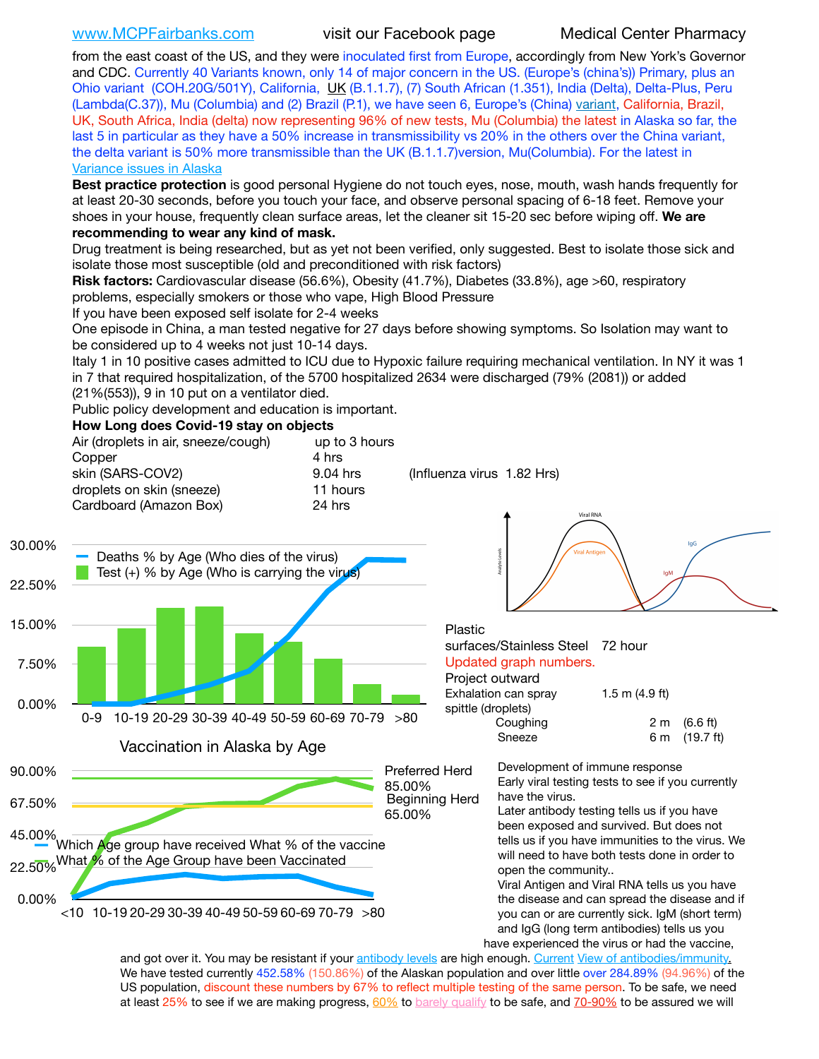www.MCPFairbanks.com visit our Facebook page Medical Center Pharmacy

from the east coast of the US, and they were inoculated first from Europe, accordingly from New York's Governor and CDC. Currently 40 Variants known, only 14 of major concern in the US. (Europe's (china's)) Primary, plus an Ohio variant (COH.20G/501Y), California, UK (B.1.1.7), (7) South African (1.351), India (Delta), Delta-Plus, Peru (Lambda(C.37)), Mu (Columbia) and (2) Brazil (P.1), we have seen 6, Europe's (China) variant, California, Brazil, UK, South Africa, India (delta) now representing 96% of new tests, Mu (Columbia) the latest in Alaska so far, the last 5 in particular as they have a 50% increase in transmissibility vs 20% in the others over the China variant, the delta variant is 50% more transmissible than the UK (B.1.1.7)version, Mu(Columbia). For the latest in Variance issues in Alaska

**Best practice protection** is good personal Hygiene do not touch eyes, nose, mouth, wash hands frequently for at least 20-30 seconds, before you touch your face, and observe personal spacing of 6-18 feet. Remove your shoes in your house, frequently clean surface areas, let the cleaner sit 15-20 sec before wiping off. **We are recommending to wear any kind of mask.**

Drug treatment is being researched, but as yet not been verified, only suggested. Best to isolate those sick and isolate those most susceptible (old and preconditioned with risk factors)

**Risk factors:** Cardiovascular disease (56.6%), Obesity (41.7%), Diabetes (33.8%), age >60, respiratory problems, especially smokers or those who vape, High Blood Pressure

If you have been exposed self isolate for 2-4 weeks

One episode in China, a man tested negative for 27 days before showing symptoms. So Isolation may want to be considered up to 4 weeks not just 10-14 days.

Italy 1 in 10 positive cases admitted to ICU due to Hypoxic failure requiring mechanical ventilation. In NY it was 1 in 7 that required hospitalization, of the 5700 hospitalized 2634 were discharged (79% (2081)) or added (21%(553)), 9 in 10 put on a ventilator died.

Public policy development and education is important.

**How Long does Covid-19 stay on objects**

| | | |
|---|---|---|
| Air (droplets in air, sneeze/cough) | up to 3 hours | |
| Copper | 4 hrs | |
| skin (SARS-COV2) | 9.04 hrs | (Influenza virus 1.82 Hrs) |
| droplets on skin (sneeze) | 11 hours | |
| Cardboard (Amazon Box) | 24 hrs | |
| Plastic surfaces/Stainless Steel | 72 hour | |

Updated graph numbers.

Project outward

| | | |
|---|---|---|
| Exhalation can spray spittle (droplets) | 1.5 m | (4.9 ft) |
| Coughing | 2 m | (6.6 ft) |
| Sneeze | 6 m | (19.7 ft) |

Development of immune response

Early viral testing tests to see if you currently have the virus.

Later antibody testing tells us if you have been exposed and survived. But does not tells us if you have immunities to the virus. We will need to have both tests done in order to open the community..

Viral Antigen and Viral RNA tells us you have the disease and can spread the disease and if you can or are currently sick. IgM (short term) and IgG (long term antibodies) tells us you have experienced the virus or had the vaccine, and got over it. You may be resistant if your antibody levels are high enough. Current View of antibodies/immunity. We have tested currently 452.58% (150.86%) of the Alaskan population and over little over 284.89% (94.96%) of the US population, discount these numbers by 67% to reflect multiple testing of the same person. To be safe, we need at least 25% to see if we are making progress, 60% to barely qualify to be safe, and 70-90% to be assured we will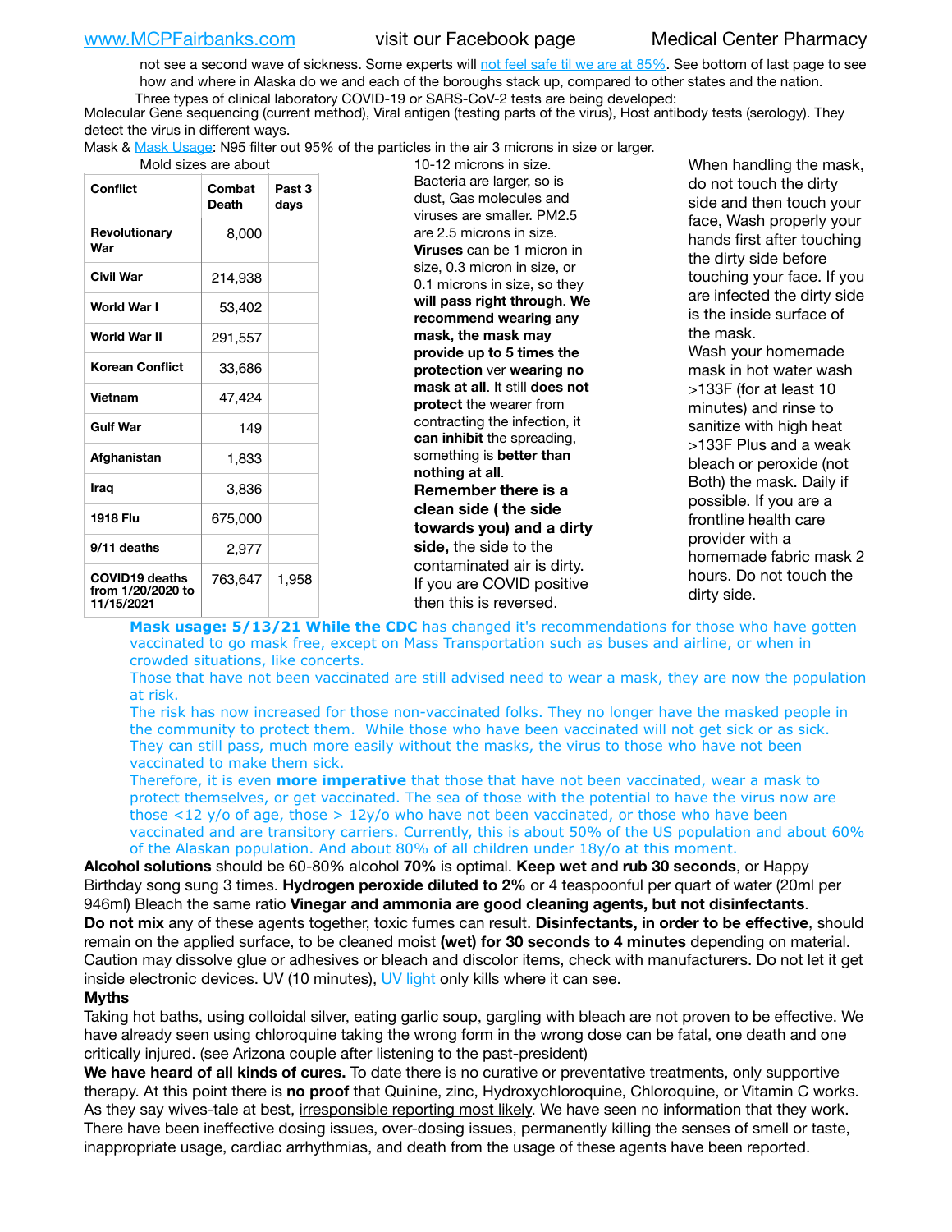not see a second wave of sickness. Some experts will not feel safe til we are at 85%. See bottom of last page to see how and where in Alaska do we and each of the boroughs stack up, compared to other states and the nation.

Three types of clinical laboratory COVID-19 or SARS-CoV-2 tests are being developed:

Molecular Gene sequencing (current method), Viral antigen (testing parts of the virus), Host antibody tests (serology). They detect the virus in different ways.

Mask & Mask Usage: N95 filter out 95% of the particles in the air 3 microns in size or larger.

| Conflict | Combat Death | Past 3 days |
|---|---|---|
| Revolutionary War | 8,000 | |
| Civil War | 214,938 | |
| World War I | 53,402 | |
| World War II | 291,557 | |
| Korean Conflict | 33,686 | |
| Vietnam | 47,424 | |
| Gulf War | 149 | |
| Afghanistan | 1,833 | |
| Iraq | 3,836 | |
| 1918 Flu | 675,000 | |
| 9/11 deaths | 2,977 | |
| COVID19 deaths from 1/20/2020 to 11/15/2021 | 763,647 | 1,958 |

Mold sizes are about 10-12 microns in size. Bacteria are larger, so is dust, Gas molecules and viruses are smaller. PM2.5 are 2.5 microns in size. **Viruses** can be 1 micron in size, 0.3 micron in size, or 0.1 microns in size, so they **will pass right through**. **We recommend wearing any mask, the mask may provide up to 5 times the protection** ver **wearing no mask at all**. It still **does not protect** the wearer from contracting the infection, it **can inhibit** the spreading, something is **better than nothing at all**.

**Remember there is a clean side ( the side towards you) and a dirty side,** the side to the contaminated air is dirty. If you are COVID positive then this is reversed.

When handling the mask, do not touch the dirty side and then touch your face, Wash properly your hands first after touching the dirty side before touching your face. If you are infected the dirty side is the inside surface of the mask. Wash your homemade mask in hot water wash >133F (for at least 10 minutes) and rinse to sanitize with high heat >133F Plus and a weak bleach or peroxide (not Both) the mask. Daily if possible. If you are a frontline health care provider with a homemade fabric mask 2 hours. Do not touch the dirty side.

**Mask usage: 5/13/21 While the CDC** has changed it's recommendations for those who have gotten vaccinated to go mask free, except on Mass Transportation such as buses and airline, or when in crowded situations, like concerts.

Those that have not been vaccinated are still advised need to wear a mask, they are now the population at risk.

The risk has now increased for those non-vaccinated folks. They no longer have the masked people in the community to protect them. While those who have been vaccinated will not get sick or as sick. They can still pass, much more easily without the masks, the virus to those who have not been vaccinated to make them sick.

Therefore, it is even **more imperative** that those that have not been vaccinated, wear a mask to protect themselves, or get vaccinated. The sea of those with the potential to have the virus now are those <12 y/o of age, those > 12y/o who have not been vaccinated, or those who have been vaccinated and are transitory carriers. Currently, this is about 50% of the US population and about 60% of the Alaskan population. And about 80% of all children under 18y/o at this moment.

**Alcohol solutions** should be 60-80% alcohol **70%** is optimal. **Keep wet and rub 30 seconds**, or Happy Birthday song sung 3 times. **Hydrogen peroxide diluted to 2%** or 4 teaspoonful per quart of water (20ml per 946ml) Bleach the same ratio **Vinegar and ammonia are good cleaning agents, but not disinfectants**. **Do not mix** any of these agents together, toxic fumes can result. **Disinfectants, in order to be effective**, should remain on the applied surface, to be cleaned moist **(wet) for 30 seconds to 4 minutes** depending on material. Caution may dissolve glue or adhesives or bleach and discolor items, check with manufacturers. Do not let it get inside electronic devices. UV (10 minutes), UV light only kills where it can see.

**Myths**

Taking hot baths, using colloidal silver, eating garlic soup, gargling with bleach are not proven to be effective. We have already seen using chloroquine taking the wrong form in the wrong dose can be fatal, one death and one critically injured. (see Arizona couple after listening to the past-president)

**We have heard of all kinds of cures.** To date there is no curative or preventative treatments, only supportive therapy. At this point there is **no proof** that Quinine, zinc, Hydroxychloroquine, Chloroquine, or Vitamin C works. As they say wives-tale at best, irresponsible reporting most likely. We have seen no information that they work. There have been ineffective dosing issues, over-dosing issues, permanently killing the senses of smell or taste, inappropriate usage, cardiac arrhythmias, and death from the usage of these agents have been reported.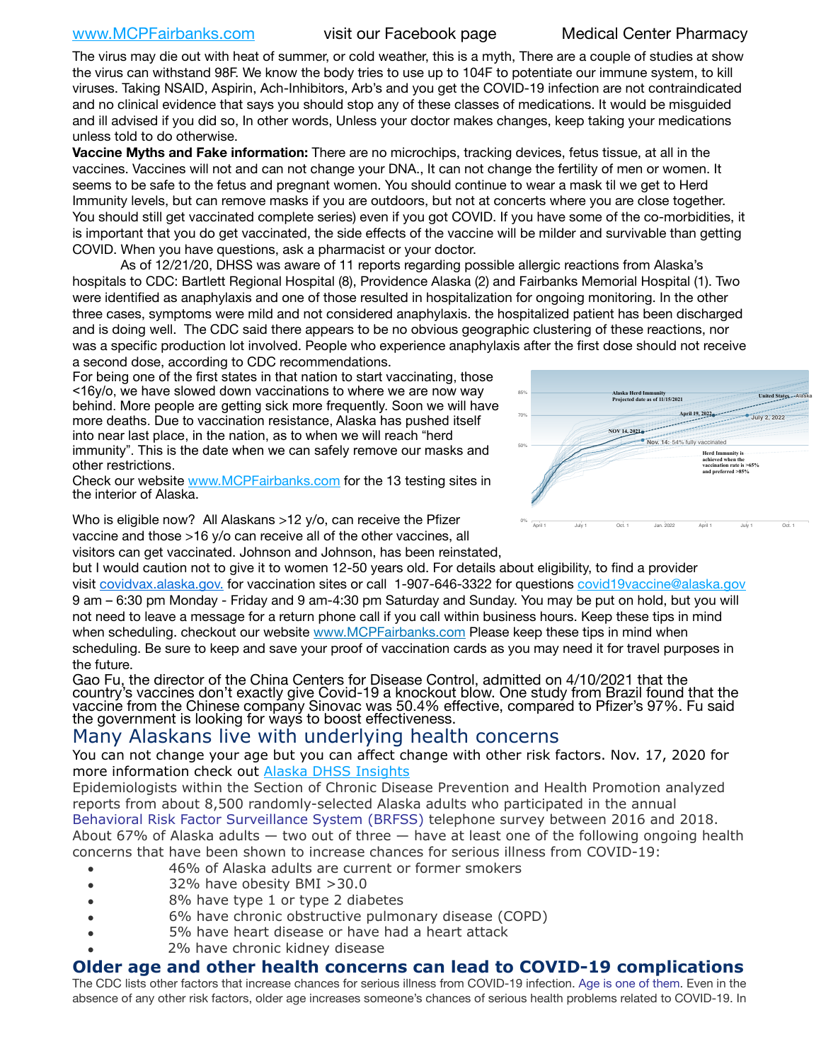The virus may die out with heat of summer, or cold weather, this is a myth, There are a couple of studies at show the virus can withstand 98F. We know the body tries to use up to 104F to potentiate our immune system, to kill viruses. Taking NSAID, Aspirin, Ach-Inhibitors, Arb's and you get the COVID-19 infection are not contraindicated and no clinical evidence that says you should stop any of these classes of medications. It would be misguided and ill advised if you did so, In other words, Unless your doctor makes changes, keep taking your medications unless told to do otherwise.

**Vaccine Myths and Fake information:** There are no microchips, tracking devices, fetus tissue, at all in the vaccines. Vaccines will not and can not change your DNA., It can not change the fertility of men or women. It seems to be safe to the fetus and pregnant women. You should continue to wear a mask til we get to Herd Immunity levels, but can remove masks if you are outdoors, but not at concerts where you are close together. You should still get vaccinated complete series) even if you got COVID. If you have some of the co-morbidities, it is important that you do get vaccinated, the side effects of the vaccine will be milder and survivable than getting COVID. When you have questions, ask a pharmacist or your doctor.

As of 12/21/20, DHSS was aware of 11 reports regarding possible allergic reactions from Alaska's hospitals to CDC: Bartlett Regional Hospital (8), Providence Alaska (2) and Fairbanks Memorial Hospital (1). Two were identified as anaphylaxis and one of those resulted in hospitalization for ongoing monitoring. In the other three cases, symptoms were mild and not considered anaphylaxis. the hospitalized patient has been discharged and is doing well. The CDC said there appears to be no obvious geographic clustering of these reactions, nor was a specific production lot involved. People who experience anaphylaxis after the first dose should not receive a second dose, according to CDC recommendations.

For being one of the first states in that nation to start vaccinating, those <16y/o, we have slowed down vaccinations to where we are now way behind. More people are getting sick more frequently. Soon we will have more deaths. Due to vaccination resistance, Alaska has pushed itself into near last place, in the nation, as to when we will reach "herd immunity". This is the date when we can safely remove our masks and other restrictions.

Check our website www.MCPFairbanks.com for the 13 testing sites in the interior of Alaska.

Alaska Herd Immunity Projected date as of 11/15/2021 — NOV 14, 2021 — April 19, 2022 — July 2, 2022 — Nov. 14: 54% fully vaccinated — United States — Alaska — Herd Immunity is achieved when the vaccination rate is >65% and preferred >85%

Who is eligible now? All Alaskans >12 y/o, can receive the Pfizer vaccine and those >16 y/o can receive all of the other vaccines, all visitors can get vaccinated. Johnson and Johnson, has been reinstated, but I would caution not to give it to women 12-50 years old. For details about eligibility, to find a provider visit covidvax.alaska.gov. for vaccination sites or call 1-907-646-3322 for questions covid19vaccine@alaska.gov 9 am – 6:30 pm Monday - Friday and 9 am-4:30 pm Saturday and Sunday. You may be put on hold, but you will not need to leave a message for a return phone call if you call within business hours. Keep these tips in mind when scheduling. checkout our website www.MCPFairbanks.com Please keep these tips in mind when scheduling. Be sure to keep and save your proof of vaccination cards as you may need it for travel purposes in the future.

Gao Fu, the director of the China Centers for Disease Control, admitted on 4/10/2021 that the country's vaccines don't exactly give Covid-19 a knockout blow. One study from Brazil found that the vaccine from the Chinese company Sinovac was 50.4% effective, compared to Pfizer's 97%. Fu said the government is looking for ways to boost effectiveness.

## Many Alaskans live with underlying health concerns

You can not change your age but you can affect change with other risk factors. Nov. 17, 2020 for more information check out Alaska DHSS Insights

Epidemiologists within the Section of Chronic Disease Prevention and Health Promotion analyzed reports from about 8,500 randomly-selected Alaska adults who participated in the annual Behavioral Risk Factor Surveillance System (BRFSS) telephone survey between 2016 and 2018. About 67% of Alaska adults — two out of three — have at least one of the following ongoing health concerns that have been shown to increase chances for serious illness from COVID-19:

- 46% of Alaska adults are current or former smokers
- 32% have obesity BMI >30.0
- 8% have type 1 or type 2 diabetes
- 6% have chronic obstructive pulmonary disease (COPD)
- 5% have heart disease or have had a heart attack
- 2% have chronic kidney disease

## **Older age and other health concerns can lead to COVID-19 complications**

The CDC lists other factors that increase chances for serious illness from COVID-19 infection. Age is one of them. Even in the absence of any other risk factors, older age increases someone's chances of serious health problems related to COVID-19. In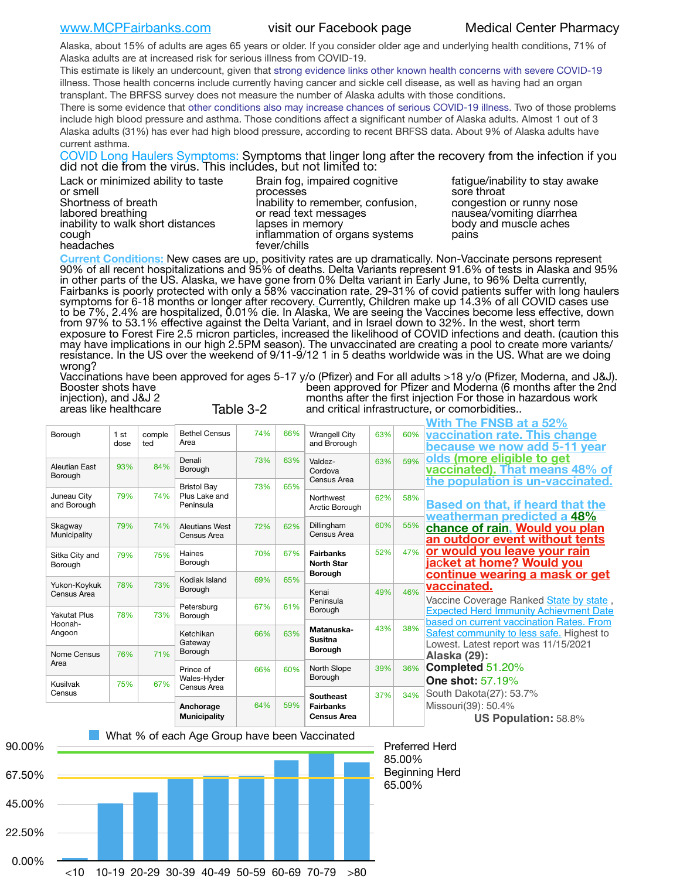www.MCPFairbanks.com visit our Facebook page Medical Center Pharmacy

Alaska, about 15% of adults are ages 65 years or older. If you consider older age and underlying health conditions, 71% of Alaska adults are at increased risk for serious illness from COVID-19.

This estimate is likely an undercount, given that strong evidence links other known health concerns with severe COVID-19 illness. Those health concerns include currently having cancer and sickle cell disease, as well as having had an organ transplant. The BRFSS survey does not measure the number of Alaska adults with those conditions.

There is some evidence that other conditions also may increase chances of serious COVID-19 illness. Two of those problems include high blood pressure and asthma. Those conditions affect a significant number of Alaska adults. Almost 1 out of 3 Alaska adults (31%) has ever had high blood pressure, according to recent BRFSS data. About 9% of Alaska adults have current asthma.

**COVID Long Haulers Symptoms:** Symptoms that linger long after the recovery from the infection if you did not die from the virus. This includes, but not limited to:

- Lack or minimized ability to taste or smell
- Shortness of breath
- labored breathing
- inability to walk short distances
- cough
- headaches
- Brain fog, impaired cognitive processes
- Inability to remember, confusion, or read text messages
- lapses in memory
- inflammation of organs systems
- fever/chills
- fatigue/inability to stay awake
- sore throat
- congestion or runny nose
- nausea/vomiting diarrhea
- body and muscle aches
- pains

**Current Conditions:** New cases are up, positivity rates are up dramatically. Non-Vaccinate persons represent 90% of all recent hospitalizations and 95% of deaths. Delta Variants represent 91.6% of tests in Alaska and 95% in other parts of the US. Alaska, we have gone from 0% Delta variant in Early June, to 96% Delta currently, Fairbanks is poorly protected with only a 58% vaccination rate. 29-31% of covid patients suffer with long haulers symptoms for 6-18 months or longer after recovery. Currently, Children make up 14.3% of all COVID cases use to be 7%, 2.4% are hospitalized, 0.01% die. In Alaska, We are seeing the Vaccines become less effective, down from 97% to 53.1% effective against the Delta Variant, and in Israel down to 32%. In the west, short term exposure to Forest Fire 2.5 micron particles, increased the likelihood of COVID infections and death. (caution this may have implications in our high 2.5PM season). The unvaccinated are creating a pool to create more variants/ resistance. In the US over the weekend of 9/11-9/12 1 in 5 deaths worldwide was in the US. What are we doing wrong?

Vaccinations have been approved for ages 5-17 y/o (Pfizer) and For all adults >18 y/o (Pfizer, Moderna, and J&J). Booster shots have been approved for Pfizer and Moderna (6 months after the 2nd injection), and J&J 2 months after the first injection For those in hazardous work areas like healthcare and critical infrastructure, or comorbidities..

Table 3-2

| Borough | 1 st dose | completed |
|---|---|---|
| Aleutian East Borough | 93% | 84% |
| Juneau City and Borough | 79% | 74% |
| Skagway Municipality | 79% | 74% |
| Sitka City and Borough | 79% | 75% |
| Yukon-Koykuk Census Area | 78% | 73% |
| Yakutat Plus Hoonah-Angoon | 78% | 73% |
| Nome Census Area | 76% | 71% |
| Kusilvak Census | 75% | 67% |
| Bethel Census Area | 74% | 66% |
| Denali Borough | 73% | 63% |
| Bristol Bay Plus Lake and Peninsula | 73% | 65% |
| Aleutians West Census Area | 72% | 62% |
| Haines Borough | 70% | 67% |
| Kodiak Island Borough | 69% | 65% |
| Petersburg Borough | 67% | 61% |
| Ketchikan Gateway Borough | 66% | 63% |
| Prince of Wales-Hyder Census Area | 66% | 60% |
| **Anchorage Municipality** | 64% | 59% |
| Wrangell City and Brorough | 63% | 60% |
| Valdez-Cordova Census Area | 63% | 59% |
| Northwest Arctic Borough | 62% | 58% |
| Dillingham Census Area | 60% | 55% |
| **Fairbanks North Star Borough** | 52% | 47% |
| Kenai Peninsula Borough | 49% | 46% |
| **Matanuska-Susitna Borough** | 43% | 38% |
| North Slope Borough | 39% | 36% |
| **Southeast Fairbanks Census Area** | 37% | 34% |

**With The FNSB at a 52% vaccination rate. This change because we now add 5-11 year olds (more eligible to get vaccinated). That means 48% of the population is un-vaccinated.**

**Based on that, if heard that the weatherman predicted a 48% chance of rain, Would you plan an outdoor event without tents or would you leave your rain jacket at home? Would you continue wearing a mask or get vaccinated.**

Vaccine Coverage Ranked State by state , Expected Herd Immunity Achievment Date based on current vaccination Rates. From Safest community to less safe. Highest to Lowest. Latest report was 11/15/2021

**Alaska (29):**
**Completed** 51.20%
**One shot:** 57.19%
South Dakota(27): 53.7%
Missouri(39): 50.4%
**US Population:** 58.8%

What % of each Age Group have been Vaccinated

90.00%
67.50%
45.00%
22.50%
0.00%

<10
10-19
20-29
30-39
40-49
50-59
60-69
70-79
>80

Preferred Herd
85.00%
Beginning Herd
65.00%